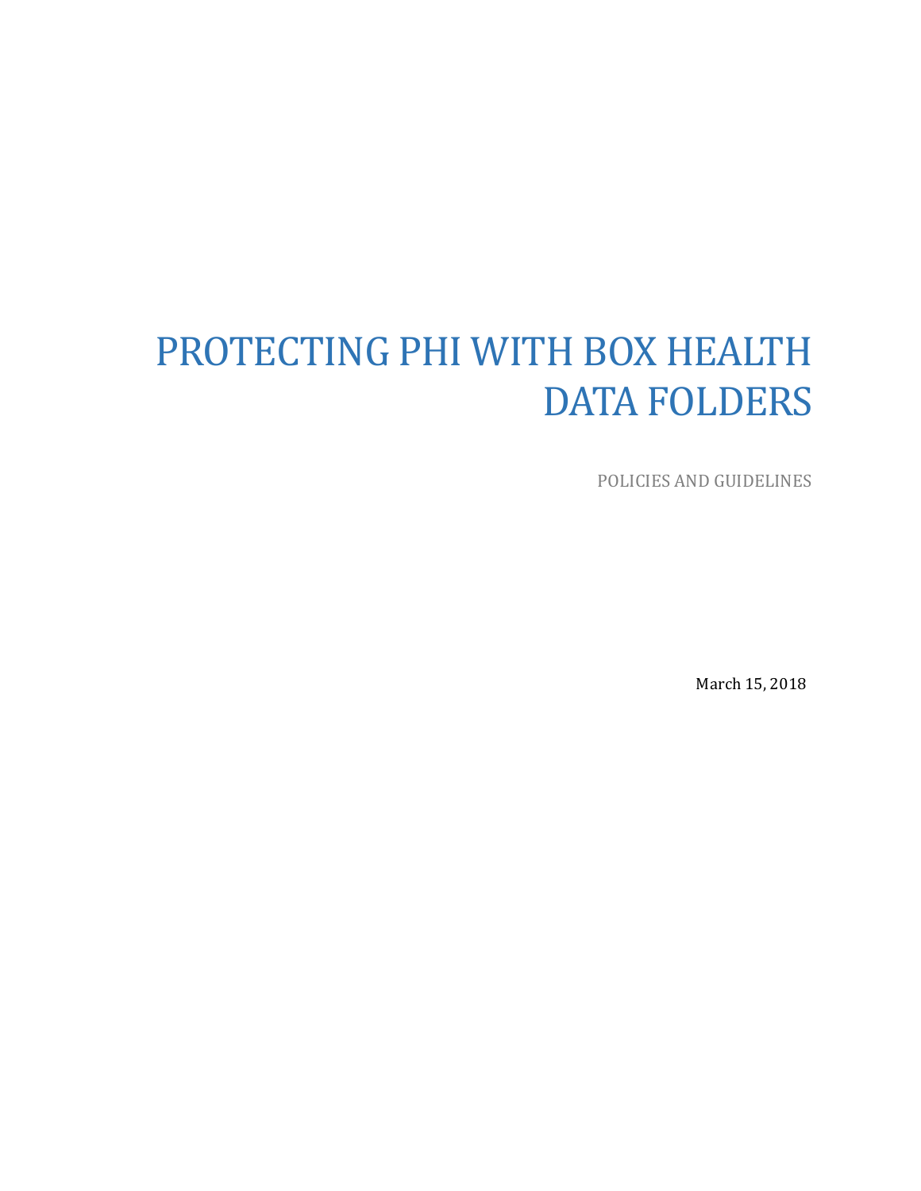# PROTECTING PHI WITH BOX HEALTH DATA FOLDERS

POLICIES AND GUIDELINES

March 15, 2018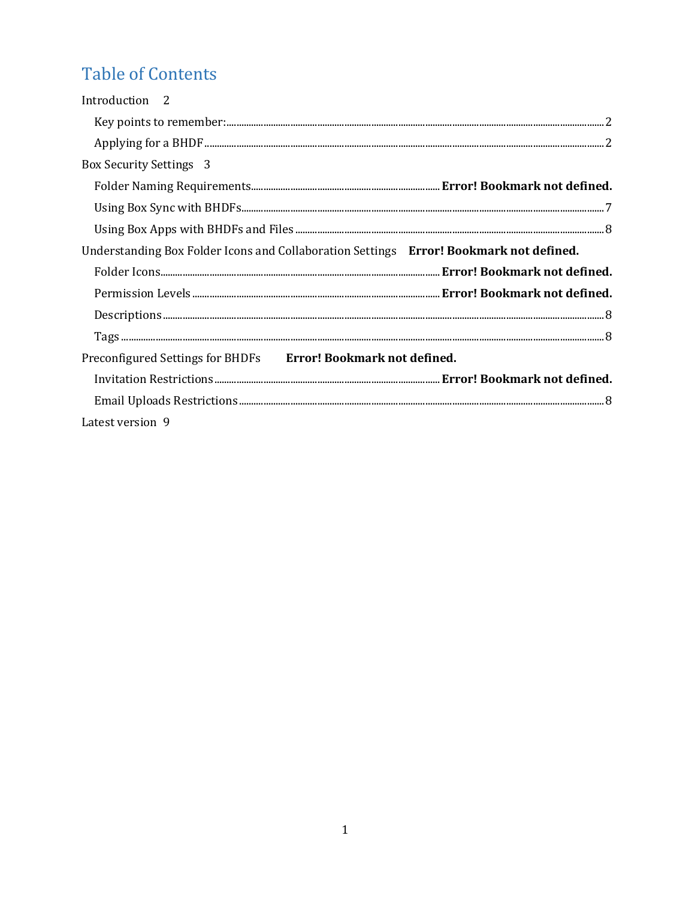# Table of Contents

Introduction 2

- Key points to remember: 2
- Applying for a BHDF 2

Box Security Settings 3

- Folder Naming Requirements **Error! Bookmark not defined.**
- Using Box Sync with BHDFs 7
- Using Box Apps with BHDFs and Files 8

Understanding Box Folder Icons and Collaboration Settings **Error! Bookmark not defined.**

- Folder Icons **Error! Bookmark not defined.**
- Permission Levels **Error! Bookmark not defined.**
- Descriptions 8
- Tags 8

Preconfigured Settings for BHDFs **Error! Bookmark not defined.**

- Invitation Restrictions **Error! Bookmark not defined.**
- Email Uploads Restrictions 8

Latest version 9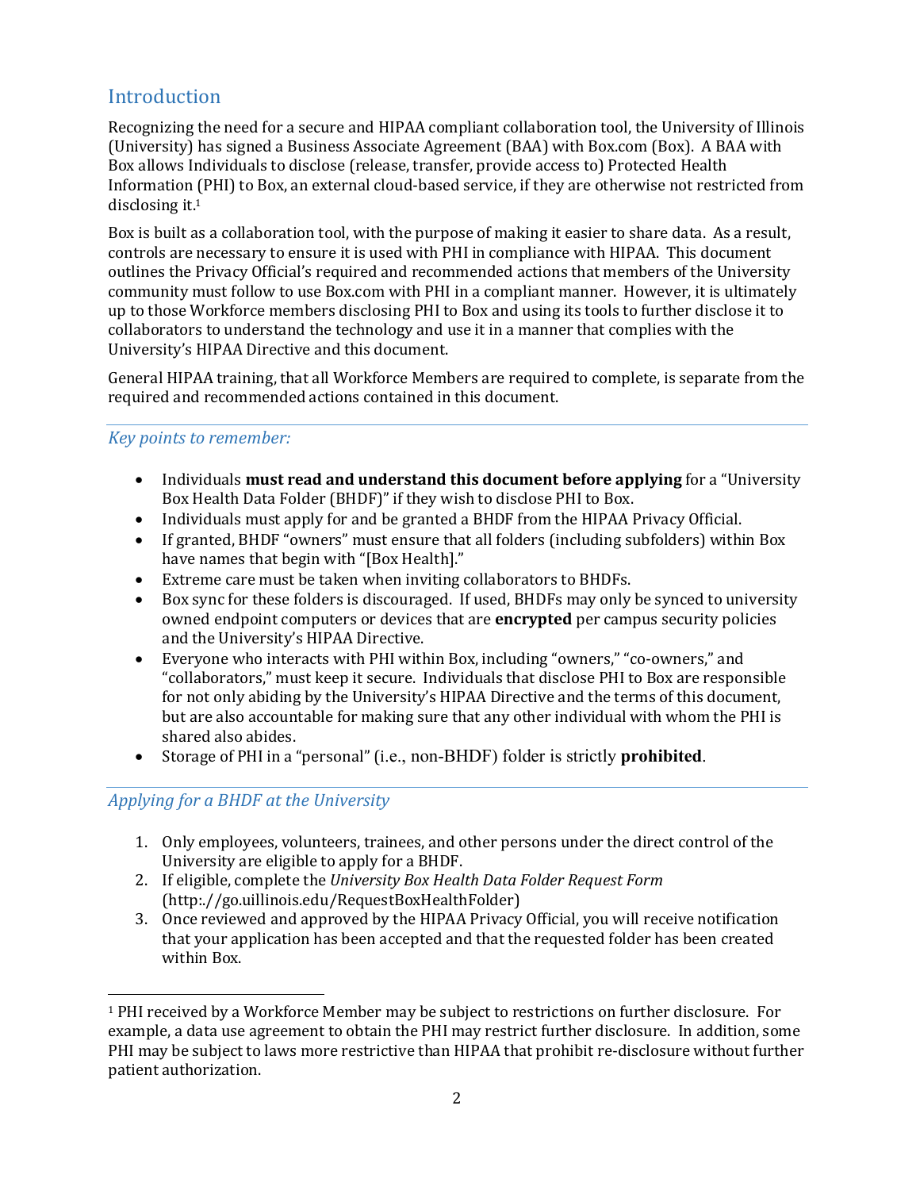## Introduction

Recognizing the need for a secure and HIPAA compliant collaboration tool, the University of Illinois (University) has signed a Business Associate Agreement (BAA) with Box.com (Box). A BAA with Box allows Individuals to disclose (release, transfer, provide access to) Protected Health Information (PHI) to Box, an external cloud-based service, if they are otherwise not restricted from disclosing it.[1]

Box is built as a collaboration tool, with the purpose of making it easier to share data. As a result, controls are necessary to ensure it is used with PHI in compliance with HIPAA. This document outlines the Privacy Official's required and recommended actions that members of the University community must follow to use Box.com with PHI in a compliant manner. However, it is ultimately up to those Workforce members disclosing PHI to Box and using its tools to further disclose it to collaborators to understand the technology and use it in a manner that complies with the University's HIPAA Directive and this document.

General HIPAA training, that all Workforce Members are required to complete, is separate from the required and recommended actions contained in this document.

### *Key points to remember:*

- Individuals **must read and understand this document before applying** for a "University Box Health Data Folder (BHDF)" if they wish to disclose PHI to Box.
- Individuals must apply for and be granted a BHDF from the HIPAA Privacy Official.
- If granted, BHDF "owners" must ensure that all folders (including subfolders) within Box have names that begin with "[Box Health]."
- Extreme care must be taken when inviting collaborators to BHDFs.
- Box sync for these folders is discouraged. If used, BHDFs may only be synced to university owned endpoint computers or devices that are **encrypted** per campus security policies and the University's HIPAA Directive.
- Everyone who interacts with PHI within Box, including "owners," "co-owners," and "collaborators," must keep it secure. Individuals that disclose PHI to Box are responsible for not only abiding by the University's HIPAA Directive and the terms of this document, but are also accountable for making sure that any other individual with whom the PHI is shared also abides.
- Storage of PHI in a "personal" (i.e., non-BHDF) folder is strictly **prohibited**.

### *Applying for a BHDF at the University*

1. Only employees, volunteers, trainees, and other persons under the direct control of the University are eligible to apply for a BHDF.
2. If eligible, complete the *University Box Health Data Folder Request Form* (http:.//go.uillinois.edu/RequestBoxHealthFolder)
3. Once reviewed and approved by the HIPAA Privacy Official, you will receive notification that your application has been accepted and that the requested folder has been created within Box.

---

[1] PHI received by a Workforce Member may be subject to restrictions on further disclosure. For example, a data use agreement to obtain the PHI may restrict further disclosure. In addition, some PHI may be subject to laws more restrictive than HIPAA that prohibit re-disclosure without further patient authorization.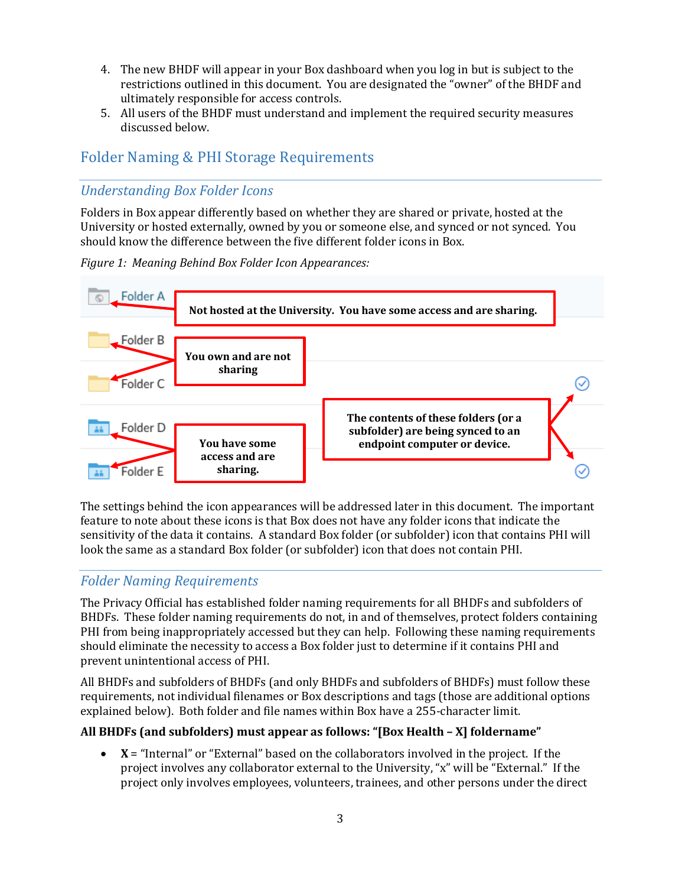4. The new BHDF will appear in your Box dashboard when you log in but is subject to the restrictions outlined in this document. You are designated the "owner" of the BHDF and ultimately responsible for access controls.
5. All users of the BHDF must understand and implement the required security measures discussed below.

## Folder Naming & PHI Storage Requirements

### *Understanding Box Folder Icons*

Folders in Box appear differently based on whether they are shared or private, hosted at the University or hosted externally, owned by you or someone else, and synced or not synced. You should know the difference between the five different folder icons in Box.

*Figure 1: Meaning Behind Box Folder Icon Appearances:*

Folder A — **Not hosted at the University. You have some access and are sharing.**

Folder B, Folder C — **You own and are not sharing**

Folder D, Folder E — **You have some access and are sharing.**

**The contents of these folders (or a subfolder) are being synced to an endpoint computer or device.**

The settings behind the icon appearances will be addressed later in this document. The important feature to note about these icons is that Box does not have any folder icons that indicate the sensitivity of the data it contains. A standard Box folder (or subfolder) icon that contains PHI will look the same as a standard Box folder (or subfolder) icon that does not contain PHI.

### *Folder Naming Requirements*

The Privacy Official has established folder naming requirements for all BHDFs and subfolders of BHDFs. These folder naming requirements do not, in and of themselves, protect folders containing PHI from being inappropriately accessed but they can help. Following these naming requirements should eliminate the necessity to access a Box folder just to determine if it contains PHI and prevent unintentional access of PHI.

All BHDFs and subfolders of BHDFs (and only BHDFs and subfolders of BHDFs) must follow these requirements, not individual filenames or Box descriptions and tags (those are additional options explained below). Both folder and file names within Box have a 255-character limit.

**All BHDFs (and subfolders) must appear as follows: "[Box Health – X] foldername"**

- **X** = "Internal" or "External" based on the collaborators involved in the project. If the project involves any collaborator external to the University, "x" will be "External." If the project only involves employees, volunteers, trainees, and other persons under the direct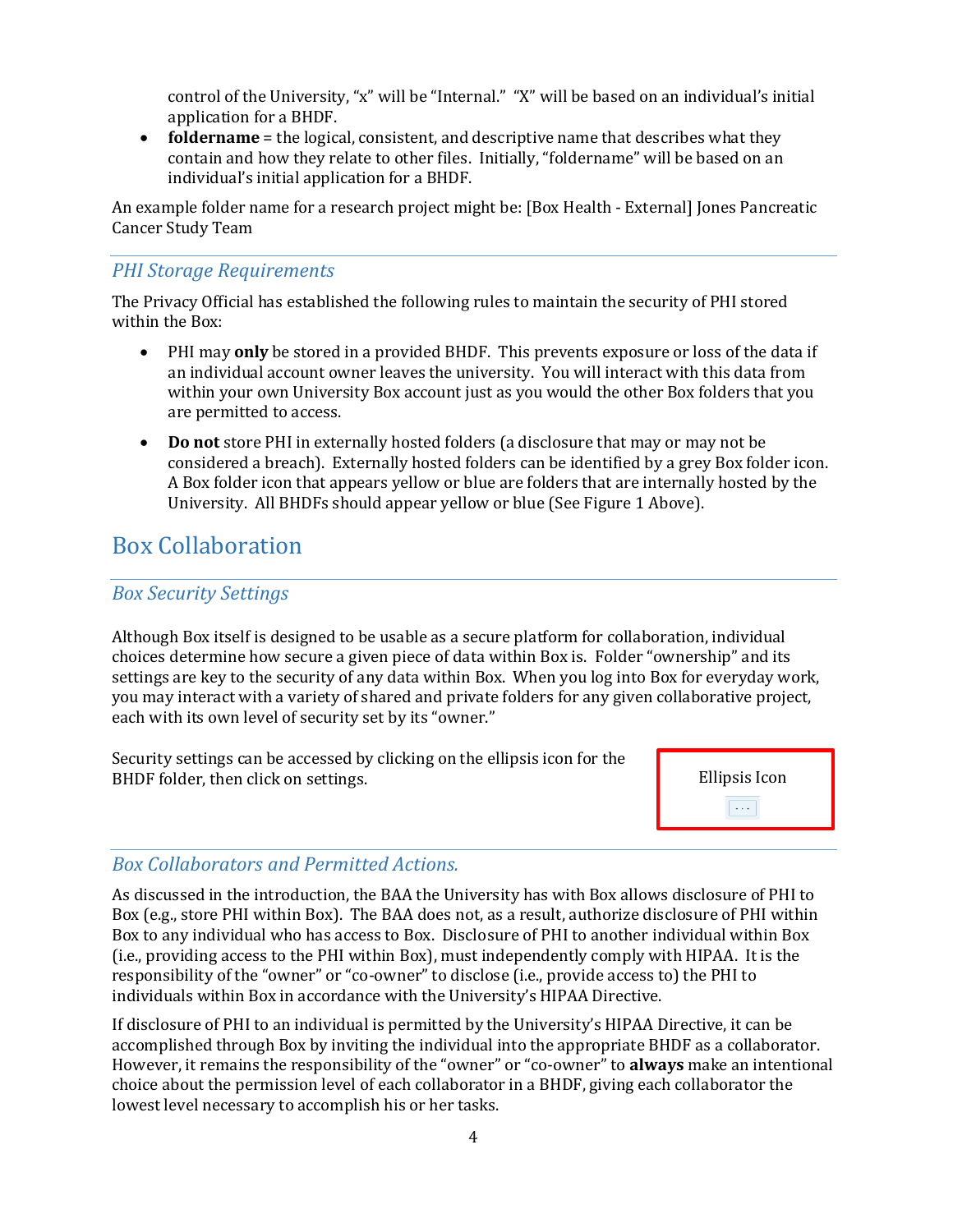control of the University, "x" will be "Internal." "X" will be based on an individual's initial application for a BHDF.

- **foldername** = the logical, consistent, and descriptive name that describes what they contain and how they relate to other files. Initially, "foldername" will be based on an individual's initial application for a BHDF.

An example folder name for a research project might be: [Box Health - External] Jones Pancreatic Cancer Study Team

### *PHI Storage Requirements*

The Privacy Official has established the following rules to maintain the security of PHI stored within the Box:

- PHI may **only** be stored in a provided BHDF. This prevents exposure or loss of the data if an individual account owner leaves the university. You will interact with this data from within your own University Box account just as you would the other Box folders that you are permitted to access.

- **Do not** store PHI in externally hosted folders (a disclosure that may or may not be considered a breach). Externally hosted folders can be identified by a grey Box folder icon. A Box folder icon that appears yellow or blue are folders that are internally hosted by the University. All BHDFs should appear yellow or blue (See Figure 1 Above).

## Box Collaboration

### *Box Security Settings*

Although Box itself is designed to be usable as a secure platform for collaboration, individual choices determine how secure a given piece of data within Box is. Folder "ownership" and its settings are key to the security of any data within Box. When you log into Box for everyday work, you may interact with a variety of shared and private folders for any given collaborative project, each with its own level of security set by its "owner."

Security settings can be accessed by clicking on the ellipsis icon for the BHDF folder, then click on settings.

Ellipsis Icon

...

### *Box Collaborators and Permitted Actions.*

As discussed in the introduction, the BAA the University has with Box allows disclosure of PHI to Box (e.g., store PHI within Box). The BAA does not, as a result, authorize disclosure of PHI within Box to any individual who has access to Box. Disclosure of PHI to another individual within Box (i.e., providing access to the PHI within Box), must independently comply with HIPAA. It is the responsibility of the "owner" or "co-owner" to disclose (i.e., provide access to) the PHI to individuals within Box in accordance with the University's HIPAA Directive.

If disclosure of PHI to an individual is permitted by the University's HIPAA Directive, it can be accomplished through Box by inviting the individual into the appropriate BHDF as a collaborator. However, it remains the responsibility of the "owner" or "co-owner" to **always** make an intentional choice about the permission level of each collaborator in a BHDF, giving each collaborator the lowest level necessary to accomplish his or her tasks.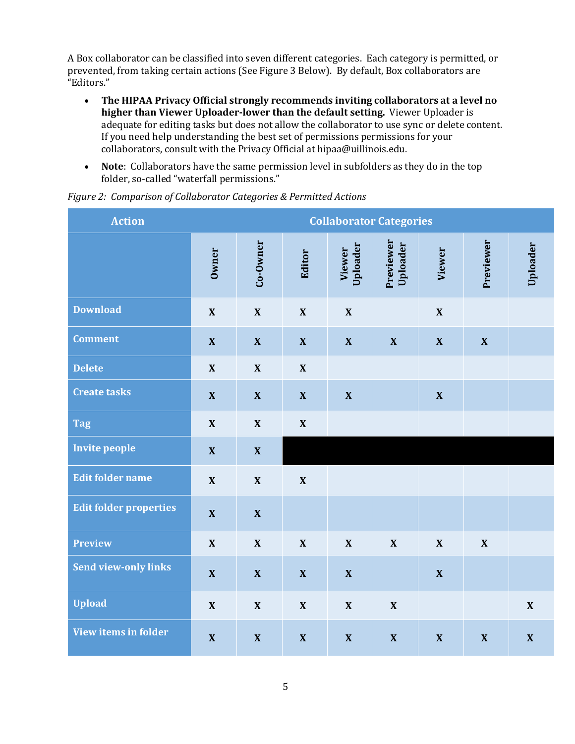A Box collaborator can be classified into seven different categories. Each category is permitted, or prevented, from taking certain actions (See Figure 3 Below). By default, Box collaborators are "Editors."

- **The HIPAA Privacy Official strongly recommends inviting collaborators at a level no higher than Viewer Uploader-lower than the default setting.** Viewer Uploader is adequate for editing tasks but does not allow the collaborator to use sync or delete content. If you need help understanding the best set of permissions permissions for your collaborators, consult with the Privacy Official at hipaa@uillinois.edu.
- **Note**: Collaborators have the same permission level in subfolders as they do in the top folder, so-called "waterfall permissions."

*Figure 2: Comparison of Collaborator Categories & Permitted Actions*

| Action | Collaborator Categories | | | | | | | |
|---|---|---|---|---|---|---|---|---|
| | Owner | Co-Owner | Editor | Viewer Uploader | Previewer Uploader | Viewer | Previewer | Uploader |
| Download | X | X | X | X | | X | | |
| Comment | X | X | X | X | X | X | X | |
| Delete | X | X | X | | | | | |
| Create tasks | X | X | X | X | | X | | |
| Tag | X | X | X | | | | | |
| Invite people | X | X | | | | | | |
| Edit folder name | X | X | X | | | | | |
| Edit folder properties | X | X | | | | | | |
| Preview | X | X | X | X | X | X | X | |
| Send view-only links | X | X | X | X | | X | | |
| Upload | X | X | X | X | X | | | X |
| View items in folder | X | X | X | X | X | X | X | X |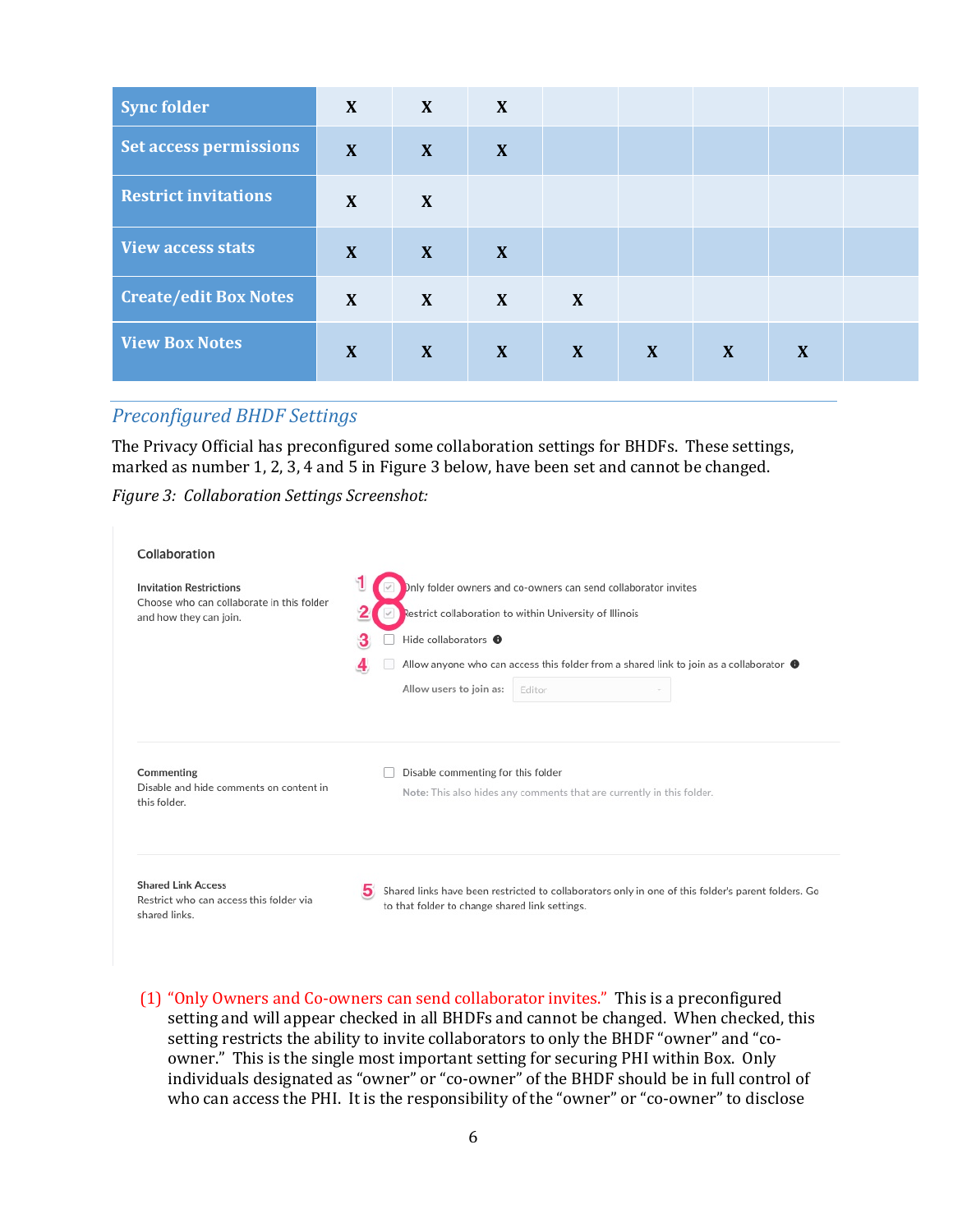| | | | | | | | | |
|---|---|---|---|---|---|---|---|---|
| **Sync folder** | X | X | X | | | | | |
| **Set access permissions** | X | X | X | | | | | |
| **Restrict invitations** | X | X | | | | | | |
| **View access stats** | X | X | X | | | | | |
| **Create/edit Box Notes** | X | X | X | X | | | | |
| **View Box Notes** | X | X | X | X | X | X | X | |

## *Preconfigured BHDF Settings*

The Privacy Official has preconfigured some collaboration settings for BHDFs. These settings, marked as number 1, 2, 3, 4 and 5 in Figure 3 below, have been set and cannot be changed.

*Figure 3: Collaboration Settings Screenshot:*

**Collaboration**

**Invitation Restrictions**
Choose who can collaborate in this folder and how they can join.

1. ☑ Only folder owners and co-owners can send collaborator invites
2. ☑ Restrict collaboration to within University of Illinois
3. ☐ Hide collaborators
4. ☐ Allow anyone who can access this folder from a shared link to join as a collaborator

   Allow users to join as: Editor

**Commenting**
Disable and hide comments on content in this folder.

☐ Disable commenting for this folder

Note: This also hides any comments that are currently in this folder.

**Shared Link Access**
Restrict who can access this folder via shared links.

5. Shared links have been restricted to collaborators only in one of this folder's parent folders. Go to that folder to change shared link settings.

(1) "Only Owners and Co-owners can send collaborator invites." This is a preconfigured setting and will appear checked in all BHDFs and cannot be changed. When checked, this setting restricts the ability to invite collaborators to only the BHDF "owner" and "co-owner." This is the single most important setting for securing PHI within Box. Only individuals designated as "owner" or "co-owner" of the BHDF should be in full control of who can access the PHI. It is the responsibility of the "owner" or "co-owner" to disclose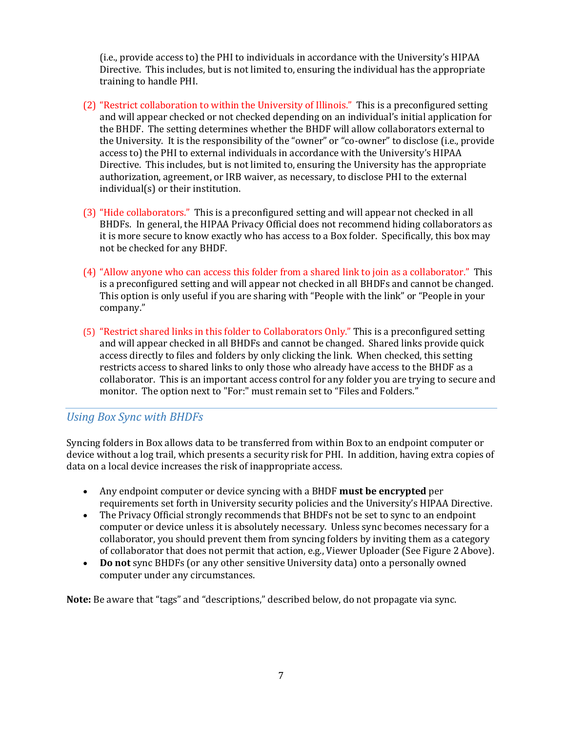(i.e., provide access to) the PHI to individuals in accordance with the University's HIPAA Directive. This includes, but is not limited to, ensuring the individual has the appropriate training to handle PHI.

(2) "Restrict collaboration to within the University of Illinois." This is a preconfigured setting and will appear checked or not checked depending on an individual's initial application for the BHDF. The setting determines whether the BHDF will allow collaborators external to the University. It is the responsibility of the "owner" or "co-owner" to disclose (i.e., provide access to) the PHI to external individuals in accordance with the University's HIPAA Directive. This includes, but is not limited to, ensuring the University has the appropriate authorization, agreement, or IRB waiver, as necessary, to disclose PHI to the external individual(s) or their institution.

(3) "Hide collaborators." This is a preconfigured setting and will appear not checked in all BHDFs. In general, the HIPAA Privacy Official does not recommend hiding collaborators as it is more secure to know exactly who has access to a Box folder. Specifically, this box may not be checked for any BHDF.

(4) "Allow anyone who can access this folder from a shared link to join as a collaborator." This is a preconfigured setting and will appear not checked in all BHDFs and cannot be changed. This option is only useful if you are sharing with "People with the link" or "People in your company."

(5) "Restrict shared links in this folder to Collaborators Only." This is a preconfigured setting and will appear checked in all BHDFs and cannot be changed. Shared links provide quick access directly to files and folders by only clicking the link. When checked, this setting restricts access to shared links to only those who already have access to the BHDF as a collaborator. This is an important access control for any folder you are trying to secure and monitor. The option next to "For:" must remain set to "Files and Folders."

## *Using Box Sync with BHDFs*

Syncing folders in Box allows data to be transferred from within Box to an endpoint computer or device without a log trail, which presents a security risk for PHI. In addition, having extra copies of data on a local device increases the risk of inappropriate access.

- Any endpoint computer or device syncing with a BHDF **must be encrypted** per requirements set forth in University security policies and the University's HIPAA Directive.
- The Privacy Official strongly recommends that BHDFs not be set to sync to an endpoint computer or device unless it is absolutely necessary. Unless sync becomes necessary for a collaborator, you should prevent them from syncing folders by inviting them as a category of collaborator that does not permit that action, e.g., Viewer Uploader (See Figure 2 Above).
- **Do not** sync BHDFs (or any other sensitive University data) onto a personally owned computer under any circumstances.

**Note:** Be aware that "tags" and "descriptions," described below, do not propagate via sync.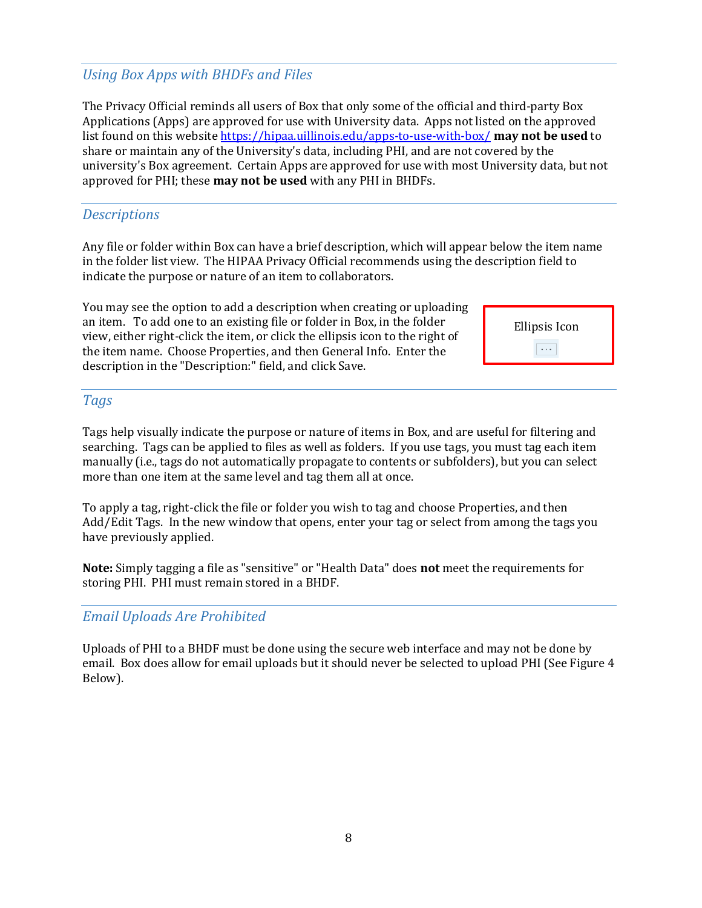## *Using Box Apps with BHDFs and Files*

The Privacy Official reminds all users of Box that only some of the official and third-party Box Applications (Apps) are approved for use with University data. Apps not listed on the approved list found on this website https://hipaa.uillinois.edu/apps-to-use-with-box/ **may not be used** to share or maintain any of the University's data, including PHI, and are not covered by the university's Box agreement. Certain Apps are approved for use with most University data, but not approved for PHI; these **may not be used** with any PHI in BHDFs.

## *Descriptions*

Any file or folder within Box can have a brief description, which will appear below the item name in the folder list view. The HIPAA Privacy Official recommends using the description field to indicate the purpose or nature of an item to collaborators.

You may see the option to add a description when creating or uploading an item. To add one to an existing file or folder in Box, in the folder view, either right-click the item, or click the ellipsis icon to the right of the item name. Choose Properties, and then General Info. Enter the description in the "Description:" field, and click Save.

Ellipsis Icon

...

## *Tags*

Tags help visually indicate the purpose or nature of items in Box, and are useful for filtering and searching. Tags can be applied to files as well as folders. If you use tags, you must tag each item manually (i.e., tags do not automatically propagate to contents or subfolders), but you can select more than one item at the same level and tag them all at once.

To apply a tag, right-click the file or folder you wish to tag and choose Properties, and then Add/Edit Tags. In the new window that opens, enter your tag or select from among the tags you have previously applied.

**Note:** Simply tagging a file as "sensitive" or "Health Data" does **not** meet the requirements for storing PHI. PHI must remain stored in a BHDF.

## *Email Uploads Are Prohibited*

Uploads of PHI to a BHDF must be done using the secure web interface and may not be done by email. Box does allow for email uploads but it should never be selected to upload PHI (See Figure 4 Below).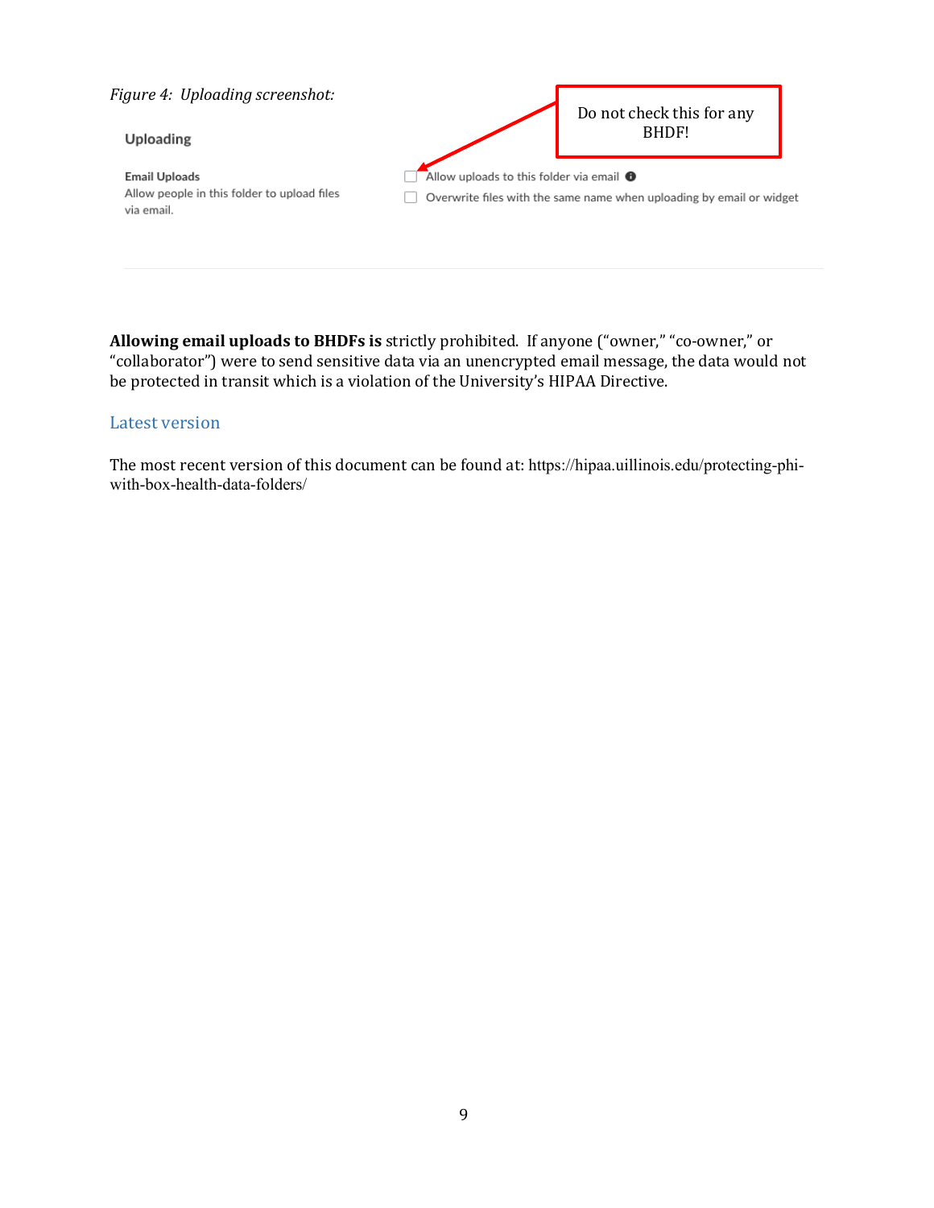*Figure 4: Uploading screenshot:*

Uploading

**Email Uploads**
Allow people in this folder to upload files via email.

☐ Allow uploads to this folder via email
☐ Overwrite files with the same name when uploading by email or widget

Do not check this for any BHDF!

**Allowing email uploads to BHDFs is** strictly prohibited. If anyone ("owner," "co-owner," or "collaborator") were to send sensitive data via an unencrypted email message, the data would not be protected in transit which is a violation of the University's HIPAA Directive.

## Latest version

The most recent version of this document can be found at: https://hipaa.uillinois.edu/protecting-phi-with-box-health-data-folders/